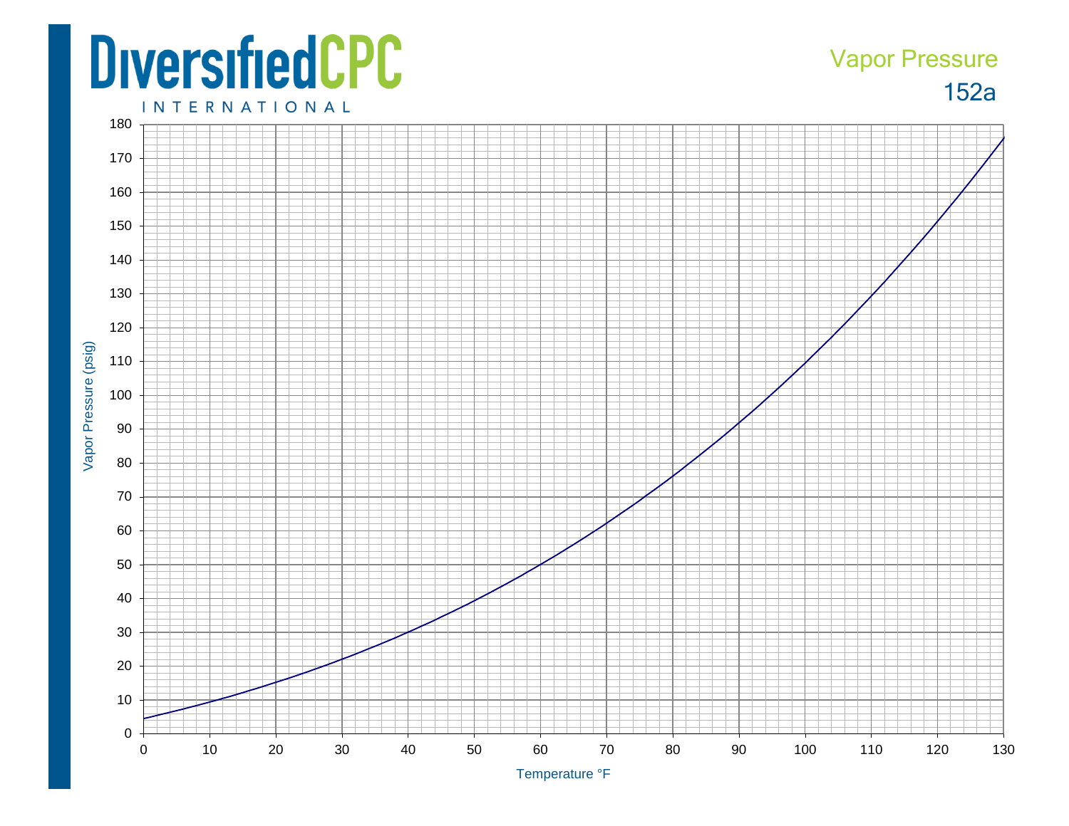# DiversifiedCPC INTERNATIONAL

## Vapor Pressure
## 152a

Vapor Pressure (psig)

180
170
160
150
140
130
120
110
100
90
80
70
60
50
40
30
20
10
0

0 10 20 30 40 50 60 70 80 90 100 110 120 130

Temperature °F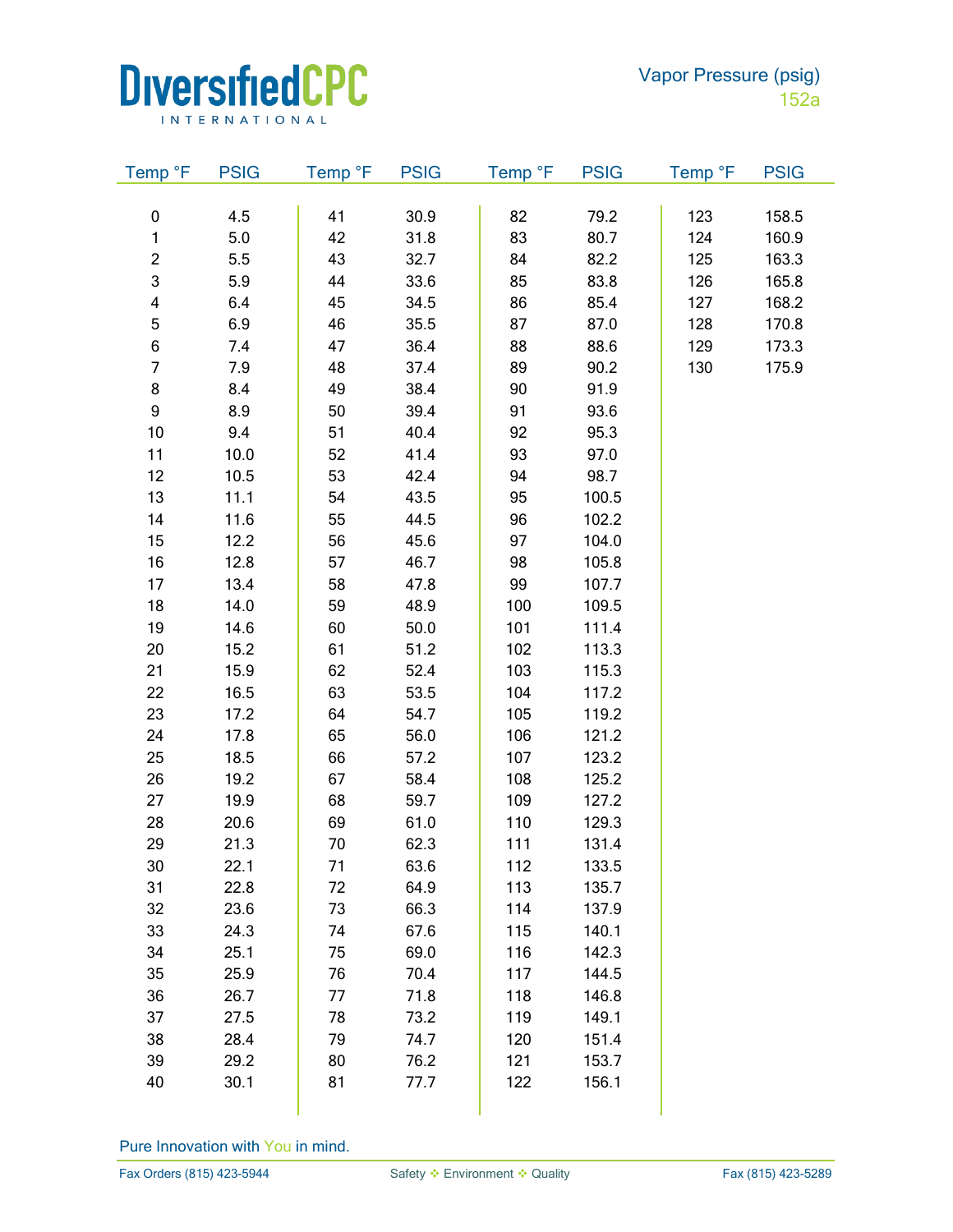# DiversifiedCPC INTERNATIONAL

## Vapor Pressure (psig)
### 152a

| Temp °F | PSIG | Temp °F | PSIG | Temp °F | PSIG | Temp °F | PSIG |
|---|---|---|---|---|---|---|---|
| 0 | 4.5 | 41 | 30.9 | 82 | 79.2 | 123 | 158.5 |
| 1 | 5.0 | 42 | 31.8 | 83 | 80.7 | 124 | 160.9 |
| 2 | 5.5 | 43 | 32.7 | 84 | 82.2 | 125 | 163.3 |
| 3 | 5.9 | 44 | 33.6 | 85 | 83.8 | 126 | 165.8 |
| 4 | 6.4 | 45 | 34.5 | 86 | 85.4 | 127 | 168.2 |
| 5 | 6.9 | 46 | 35.5 | 87 | 87.0 | 128 | 170.8 |
| 6 | 7.4 | 47 | 36.4 | 88 | 88.6 | 129 | 173.3 |
| 7 | 7.9 | 48 | 37.4 | 89 | 90.2 | 130 | 175.9 |
| 8 | 8.4 | 49 | 38.4 | 90 | 91.9 | | |
| 9 | 8.9 | 50 | 39.4 | 91 | 93.6 | | |
| 10 | 9.4 | 51 | 40.4 | 92 | 95.3 | | |
| 11 | 10.0 | 52 | 41.4 | 93 | 97.0 | | |
| 12 | 10.5 | 53 | 42.4 | 94 | 98.7 | | |
| 13 | 11.1 | 54 | 43.5 | 95 | 100.5 | | |
| 14 | 11.6 | 55 | 44.5 | 96 | 102.2 | | |
| 15 | 12.2 | 56 | 45.6 | 97 | 104.0 | | |
| 16 | 12.8 | 57 | 46.7 | 98 | 105.8 | | |
| 17 | 13.4 | 58 | 47.8 | 99 | 107.7 | | |
| 18 | 14.0 | 59 | 48.9 | 100 | 109.5 | | |
| 19 | 14.6 | 60 | 50.0 | 101 | 111.4 | | |
| 20 | 15.2 | 61 | 51.2 | 102 | 113.3 | | |
| 21 | 15.9 | 62 | 52.4 | 103 | 115.3 | | |
| 22 | 16.5 | 63 | 53.5 | 104 | 117.2 | | |
| 23 | 17.2 | 64 | 54.7 | 105 | 119.2 | | |
| 24 | 17.8 | 65 | 56.0 | 106 | 121.2 | | |
| 25 | 18.5 | 66 | 57.2 | 107 | 123.2 | | |
| 26 | 19.2 | 67 | 58.4 | 108 | 125.2 | | |
| 27 | 19.9 | 68 | 59.7 | 109 | 127.2 | | |
| 28 | 20.6 | 69 | 61.0 | 110 | 129.3 | | |
| 29 | 21.3 | 70 | 62.3 | 111 | 131.4 | | |
| 30 | 22.1 | 71 | 63.6 | 112 | 133.5 | | |
| 31 | 22.8 | 72 | 64.9 | 113 | 135.7 | | |
| 32 | 23.6 | 73 | 66.3 | 114 | 137.9 | | |
| 33 | 24.3 | 74 | 67.6 | 115 | 140.1 | | |
| 34 | 25.1 | 75 | 69.0 | 116 | 142.3 | | |
| 35 | 25.9 | 76 | 70.4 | 117 | 144.5 | | |
| 36 | 26.7 | 77 | 71.8 | 118 | 146.8 | | |
| 37 | 27.5 | 78 | 73.2 | 119 | 149.1 | | |
| 38 | 28.4 | 79 | 74.7 | 120 | 151.4 | | |
| 39 | 29.2 | 80 | 76.2 | 121 | 153.7 | | |
| 40 | 30.1 | 81 | 77.7 | 122 | 156.1 | | |

Pure Innovation with You in mind.

Fax Orders (815) 423-5944 | Safety ❖ Environment ❖ Quality | Fax (815) 423-5289